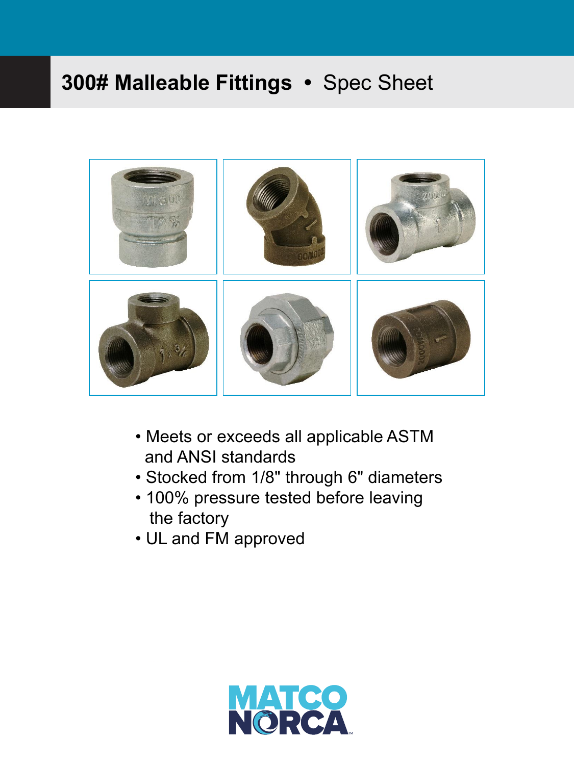# 300# Malleable Fittings • Spec Sheet

- Meets or exceeds all applicable ASTM and ANSI standards
- Stocked from 1/8" through 6" diameters
- 100% pressure tested before leaving the factory
- UL and FM approved

MATCO NORCA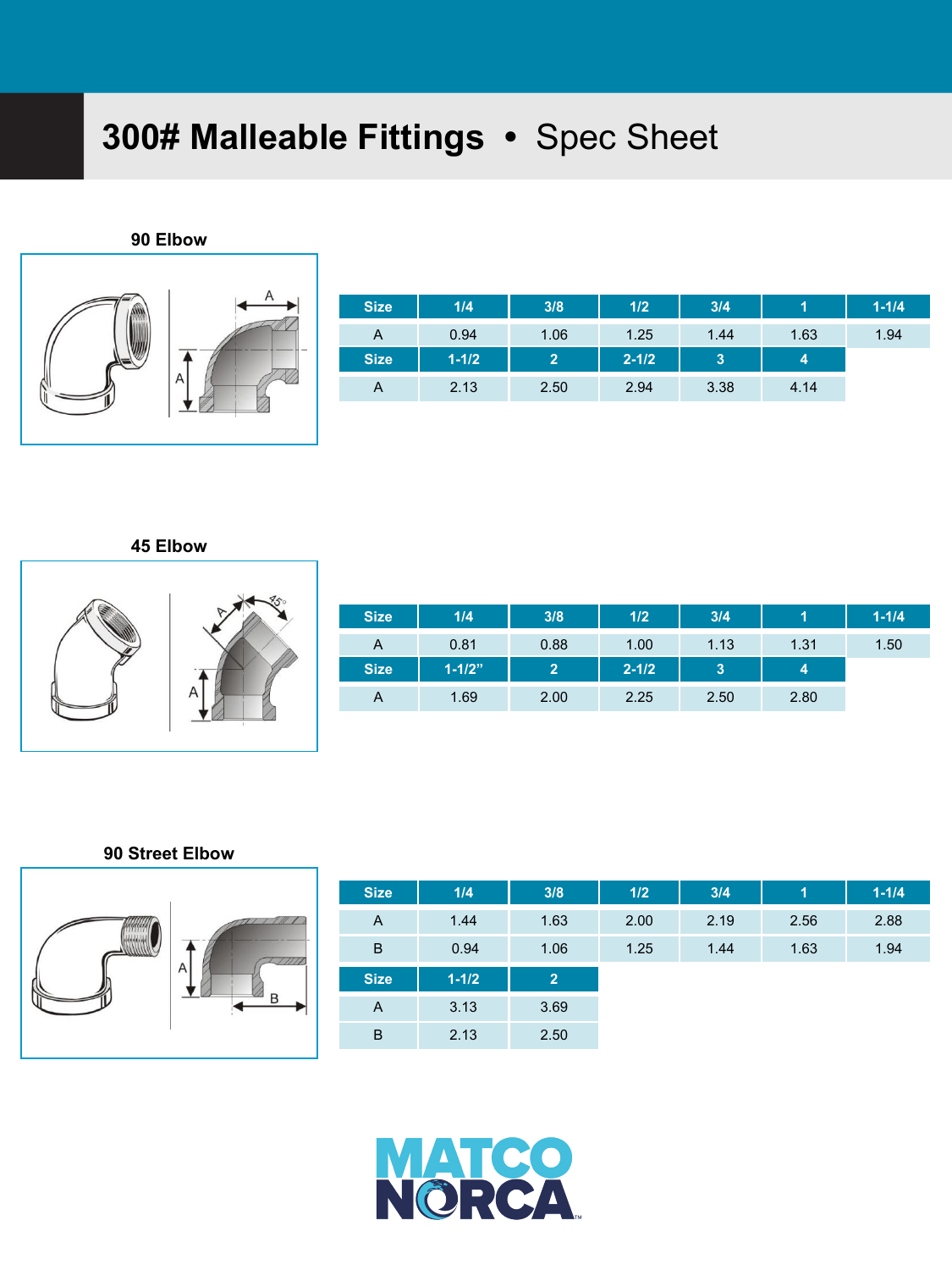# 300# Malleable Fittings • Spec Sheet

## 90 Elbow

| Size | 1/4 | 3/8 | 1/2 | 3/4 | 1 | 1-1/4 |
|---|---|---|---|---|---|---|
| A | 0.94 | 1.06 | 1.25 | 1.44 | 1.63 | 1.94 |
| **Size** | **1-1/2** | **2** | **2-1/2** | **3** | **4** | |
| A | 2.13 | 2.50 | 2.94 | 3.38 | 4.14 | |

## 45 Elbow

| Size | 1/4 | 3/8 | 1/2 | 3/4 | 1 | 1-1/4 |
|---|---|---|---|---|---|---|
| A | 0.81 | 0.88 | 1.00 | 1.13 | 1.31 | 1.50 |
| **Size** | **1-1/2”** | **2** | **2-1/2** | **3** | **4** | |
| A | 1.69 | 2.00 | 2.25 | 2.50 | 2.80 | |

## 90 Street Elbow

| Size | 1/4 | 3/8 | 1/2 | 3/4 | 1 | 1-1/4 |
|---|---|---|---|---|---|---|
| A | 1.44 | 1.63 | 2.00 | 2.19 | 2.56 | 2.88 |
| B | 0.94 | 1.06 | 1.25 | 1.44 | 1.63 | 1.94 |
| **Size** | **1-1/2** | **2** | | | | |
| A | 3.13 | 3.69 | | | | |
| B | 2.13 | 2.50 | | | | |

MATCO NORCA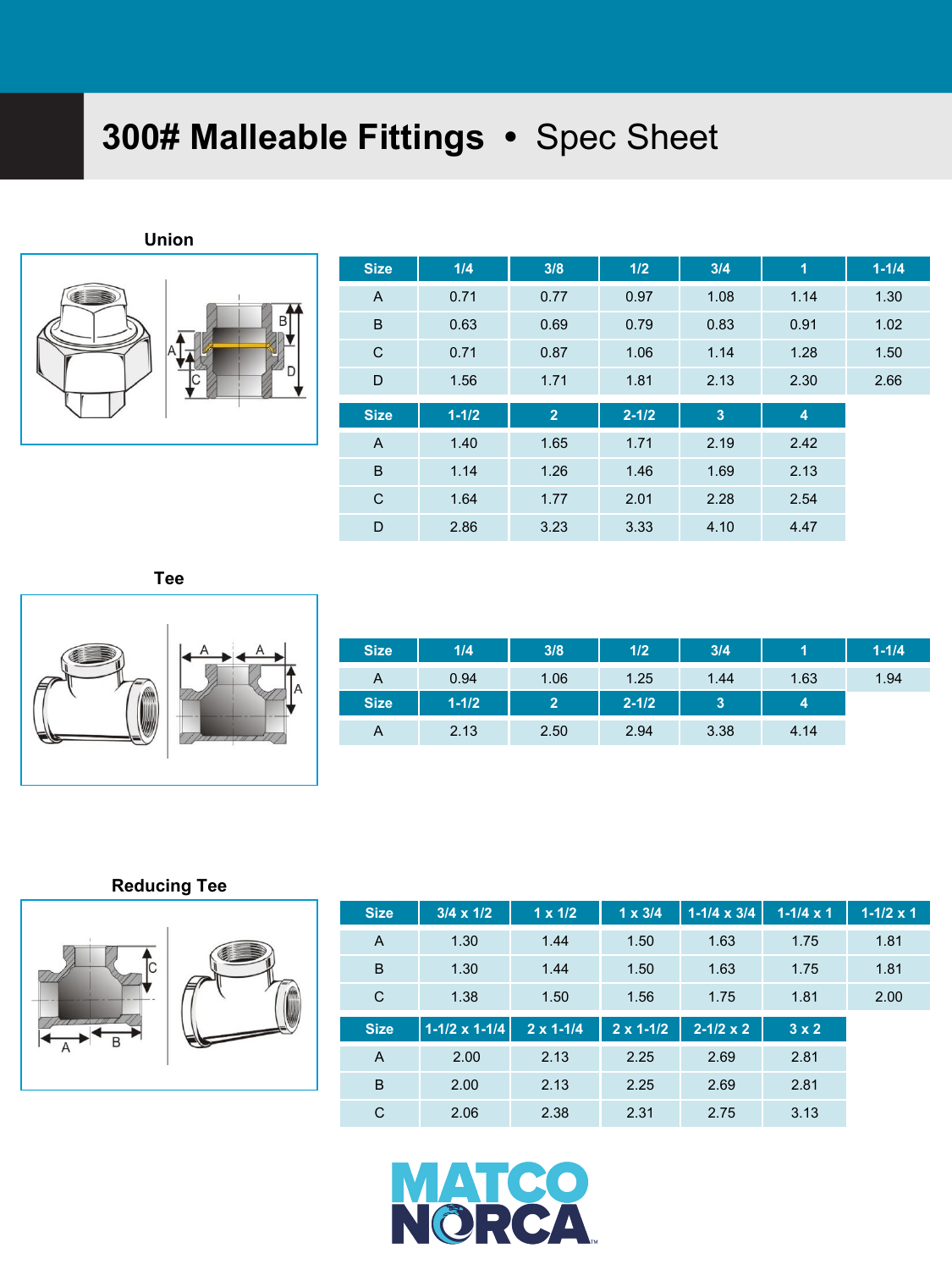# 300# Malleable Fittings • Spec Sheet

## Union

| Size | 1/4 | 3/8 | 1/2 | 3/4 | 1 | 1-1/4 |
|---|---|---|---|---|---|---|
| A | 0.71 | 0.77 | 0.97 | 1.08 | 1.14 | 1.30 |
| B | 0.63 | 0.69 | 0.79 | 0.83 | 0.91 | 1.02 |
| C | 0.71 | 0.87 | 1.06 | 1.14 | 1.28 | 1.50 |
| D | 1.56 | 1.71 | 1.81 | 2.13 | 2.30 | 2.66 |

| Size | 1-1/2 | 2 | 2-1/2 | 3 | 4 |
|---|---|---|---|---|---|
| A | 1.40 | 1.65 | 1.71 | 2.19 | 2.42 |
| B | 1.14 | 1.26 | 1.46 | 1.69 | 2.13 |
| C | 1.64 | 1.77 | 2.01 | 2.28 | 2.54 |
| D | 2.86 | 3.23 | 3.33 | 4.10 | 4.47 |

## Tee

| Size | 1/4 | 3/8 | 1/2 | 3/4 | 1 | 1-1/4 |
|---|---|---|---|---|---|---|
| A | 0.94 | 1.06 | 1.25 | 1.44 | 1.63 | 1.94 |

| Size | 1-1/2 | 2 | 2-1/2 | 3 | 4 |
|---|---|---|---|---|---|
| A | 2.13 | 2.50 | 2.94 | 3.38 | 4.14 |

## Reducing Tee

| Size | 3/4 x 1/2 | 1 x 1/2 | 1 x 3/4 | 1-1/4 x 3/4 | 1-1/4 x 1 | 1-1/2 x 1 |
|---|---|---|---|---|---|---|
| A | 1.30 | 1.44 | 1.50 | 1.63 | 1.75 | 1.81 |
| B | 1.30 | 1.44 | 1.50 | 1.63 | 1.75 | 1.81 |
| C | 1.38 | 1.50 | 1.56 | 1.75 | 1.81 | 2.00 |

| Size | 1-1/2 x 1-1/4 | 2 x 1-1/4 | 2 x 1-1/2 | 2-1/2 x 2 | 3 x 2 |
|---|---|---|---|---|---|
| A | 2.00 | 2.13 | 2.25 | 2.69 | 2.81 |
| B | 2.00 | 2.13 | 2.25 | 2.69 | 2.81 |
| C | 2.06 | 2.38 | 2.31 | 2.75 | 3.13 |

MATCO NORCA™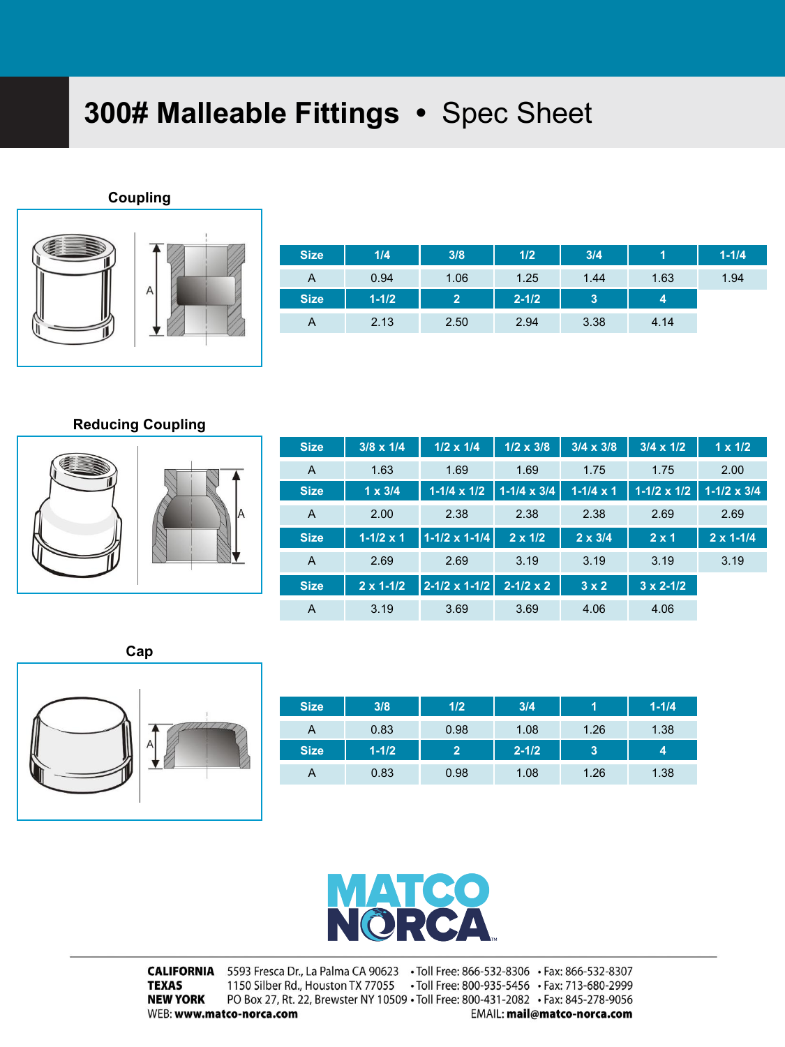# 300# Malleable Fittings • Spec Sheet

## Coupling

| Size | 1/4 | 3/8 | 1/2 | 3/4 | 1 | 1-1/4 |
|---|---|---|---|---|---|---|
| A | 0.94 | 1.06 | 1.25 | 1.44 | 1.63 | 1.94 |
| **Size** | **1-1/2** | **2** | **2-1/2** | **3** | **4** | |
| A | 2.13 | 2.50 | 2.94 | 3.38 | 4.14 | |

## Reducing Coupling

| Size | 3/8 x 1/4 | 1/2 x 1/4 | 1/2 x 3/8 | 3/4 x 3/8 | 3/4 x 1/2 | 1 x 1/2 |
|---|---|---|---|---|---|---|
| A | 1.63 | 1.69 | 1.69 | 1.75 | 1.75 | 2.00 |
| **Size** | **1 x 3/4** | **1-1/4 x 1/2** | **1-1/4 x 3/4** | **1-1/4 x 1** | **1-1/2 x 1/2** | **1-1/2 x 3/4** |
| A | 2.00 | 2.38 | 2.38 | 2.38 | 2.69 | 2.69 |
| **Size** | **1-1/2 x 1** | **1-1/2 x 1-1/4** | **2 x 1/2** | **2 x 3/4** | **2 x 1** | **2 x 1-1/4** |
| A | 2.69 | 2.69 | 3.19 | 3.19 | 3.19 | 3.19 |
| **Size** | **2 x 1-1/2** | **2-1/2 x 1-1/2** | **2-1/2 x 2** | **3 x 2** | **3 x 2-1/2** | |
| A | 3.19 | 3.69 | 3.69 | 4.06 | 4.06 | |

## Cap

| Size | 3/8 | 1/2 | 3/4 | 1 | 1-1/4 |
|---|---|---|---|---|---|
| A | 0.83 | 0.98 | 1.08 | 1.26 | 1.38 |
| **Size** | **1-1/2** | **2** | **2-1/2** | **3** | **4** |
| A | 0.83 | 0.98 | 1.08 | 1.26 | 1.38 |

MATCO NORCA

**CALIFORNIA** 5593 Fresca Dr., La Palma CA 90623 • Toll Free: 866-532-8306 • Fax: 866-532-8307
**TEXAS** 1150 Silber Rd., Houston TX 77055 • Toll Free: 800-935-5456 • Fax: 713-680-2999
**NEW YORK** PO Box 27, Rt. 22, Brewster NY 10509 • Toll Free: 800-431-2082 • Fax: 845-278-9056
WEB: **www.matco-norca.com** EMAIL: **mail@matco-norca.com**